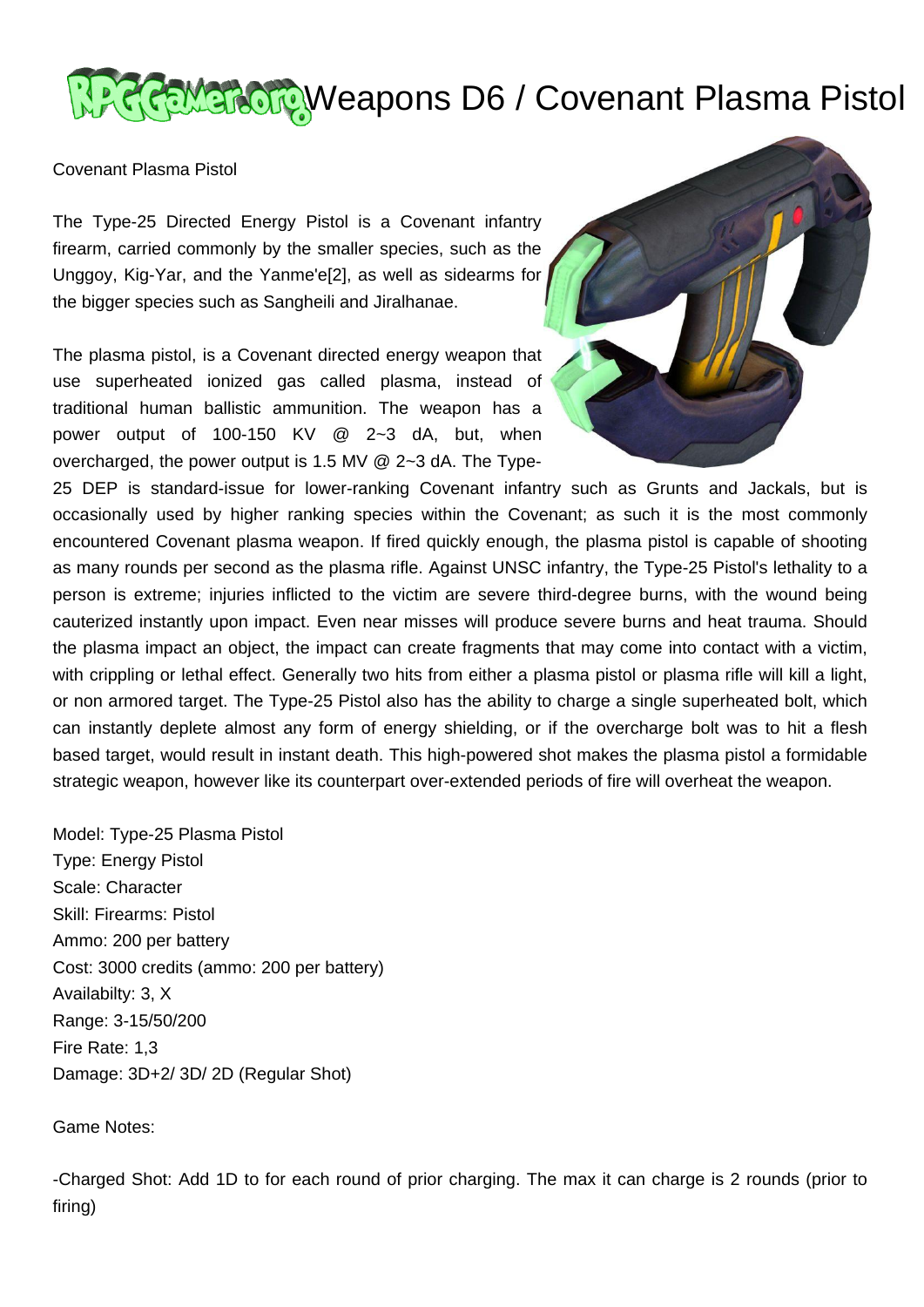# Weapons D6 / Covenant Plasma Pistol

Covenant Plasma Pistol

The Type-25 Directed Energy Pistol is a Covenant infantry firearm, carried commonly by the smaller species, such as the Unggoy, Kig-Yar, and the Yanme'e[2], as well as sidearms for the bigger species such as Sangheili and Jiralhanae.

The plasma pistol, is a Covenant directed energy weapon that use superheated ionized gas called plasma, instead of traditional human ballistic ammunition. The weapon has a power output of 100-150 KV @ 2~3 dA, but, when overcharged, the power output is 1.5 MV @ 2~3 dA. The Type-25 DEP is standard-issue for lower-ranking Covenant infantry such as Grunts and Jackals, but is occasionally used by higher ranking species within the Covenant; as such it is the most commonly encountered Covenant plasma weapon. If fired quickly enough, the plasma pistol is capable of shooting as many rounds per second as the plasma rifle. Against UNSC infantry, the Type-25 Pistol's lethality to a person is extreme; injuries inflicted to the victim are severe third-degree burns, with the wound being cauterized instantly upon impact. Even near misses will produce severe burns and heat trauma. Should the plasma impact an object, the impact can create fragments that may come into contact with a victim, with crippling or lethal effect. Generally two hits from either a plasma pistol or plasma rifle will kill a light, or non armored target. The Type-25 Pistol also has the ability to charge a single superheated bolt, which can instantly deplete almost any form of energy shielding, or if the overcharge bolt was to hit a flesh based target, would result in instant death. This high-powered shot makes the plasma pistol a formidable strategic weapon, however like its counterpart over-extended periods of fire will overheat the weapon.

Model: Type-25 Plasma Pistol
Type: Energy Pistol
Scale: Character
Skill: Firearms: Pistol
Ammo: 200 per battery
Cost: 3000 credits (ammo: 200 per battery)
Availabilty: 3, X
Range: 3-15/50/200
Fire Rate: 1,3
Damage: 3D+2/ 3D/ 2D (Regular Shot)

Game Notes:

-Charged Shot: Add 1D to for each round of prior charging. The max it can charge is 2 rounds (prior to firing)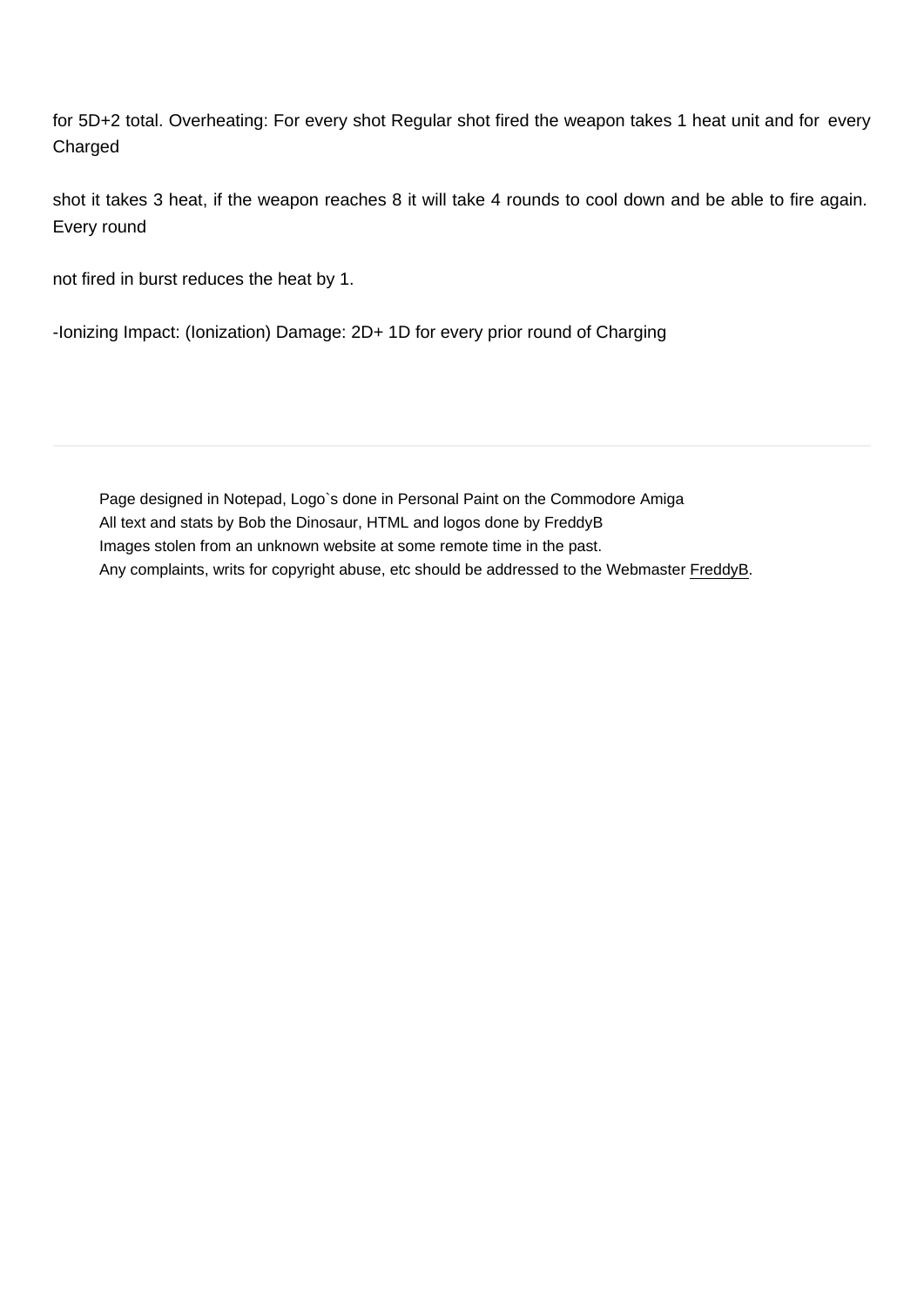for 5D+2 total. Overheating: For every shot Regular shot fired the weapon takes 1 heat unit and for every Charged

shot it takes 3 heat, if the weapon reaches 8 it will take 4 rounds to cool down and be able to fire again. Every round

not fired in burst reduces the heat by 1.

-Ionizing Impact: (Ionization) Damage: 2D+ 1D for every prior round of Charging

---

Page designed in Notepad, Logo`s done in Personal Paint on the Commodore Amiga
All text and stats by Bob the Dinosaur, HTML and logos done by FreddyB
Images stolen from an unknown website at some remote time in the past.
Any complaints, writs for copyright abuse, etc should be addressed to the Webmaster FreddyB.